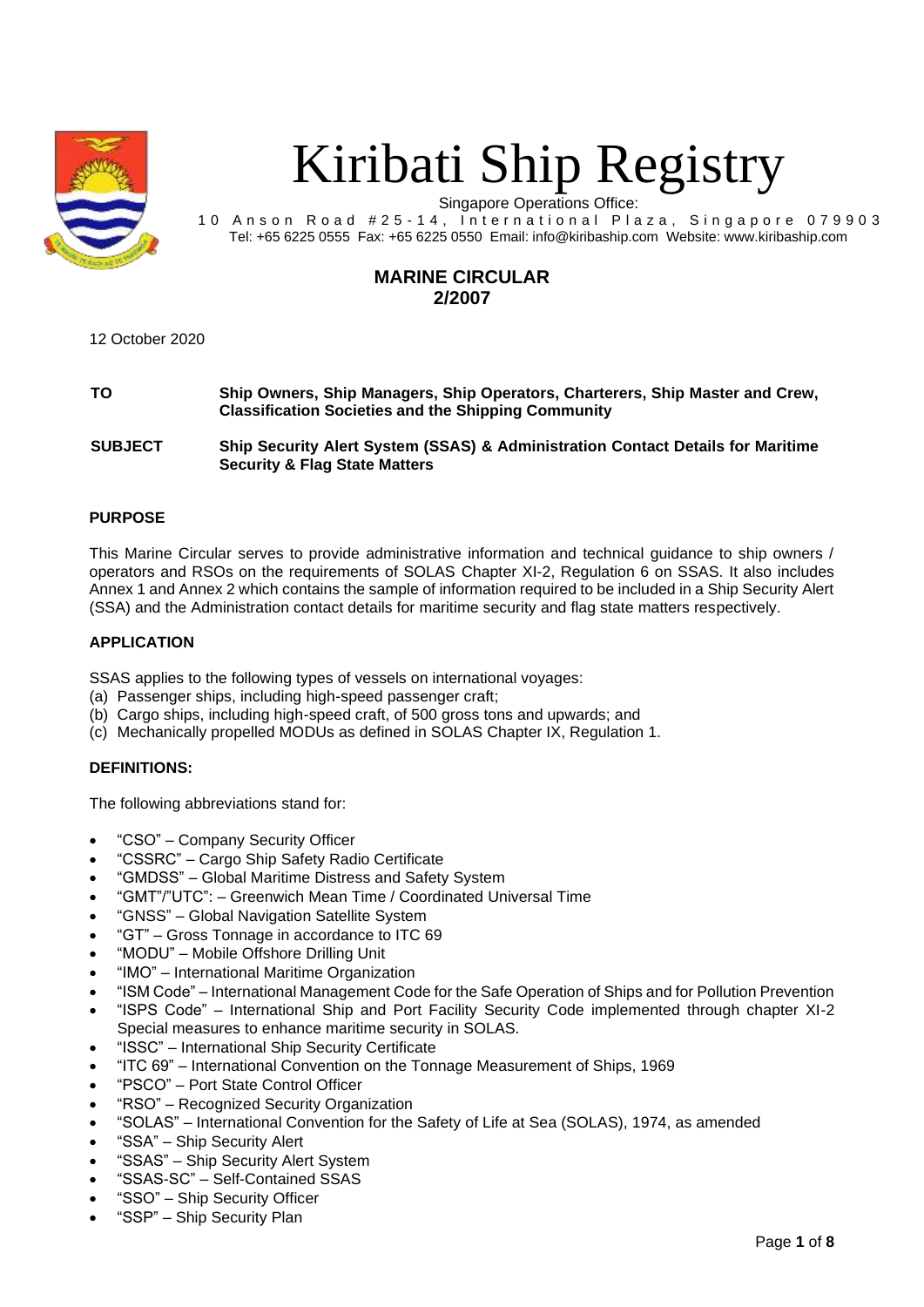# Kiribati Ship Registry

Singapore Operations Office:
10 Anson Road #25-14, International Plaza, Singapore 079903
Tel: +65 6225 0555 Fax: +65 6225 0550 Email: info@kiribaship.com Website: www.kiribaship.com

## MARINE CIRCULAR
## 2/2007

12 October 2020

| | |
|---|---|
| **TO** | **Ship Owners, Ship Managers, Ship Operators, Charterers, Ship Master and Crew, Classification Societies and the Shipping Community** |
| **SUBJECT** | **Ship Security Alert System (SSAS) & Administration Contact Details for Maritime Security & Flag State Matters** |

### PURPOSE

This Marine Circular serves to provide administrative information and technical guidance to ship owners / operators and RSOs on the requirements of SOLAS Chapter XI-2, Regulation 6 on SSAS. It also includes Annex 1 and Annex 2 which contains the sample of information required to be included in a Ship Security Alert (SSA) and the Administration contact details for maritime security and flag state matters respectively.

### APPLICATION

SSAS applies to the following types of vessels on international voyages:
(a) Passenger ships, including high-speed passenger craft;
(b) Cargo ships, including high-speed craft, of 500 gross tons and upwards; and
(c) Mechanically propelled MODUs as defined in SOLAS Chapter IX, Regulation 1.

### DEFINITIONS:

The following abbreviations stand for:

- "CSO" – Company Security Officer
- "CSSRC" – Cargo Ship Safety Radio Certificate
- "GMDSS" – Global Maritime Distress and Safety System
- "GMT"/"UTC": – Greenwich Mean Time / Coordinated Universal Time
- "GNSS" – Global Navigation Satellite System
- "GT" – Gross Tonnage in accordance to ITC 69
- "MODU" – Mobile Offshore Drilling Unit
- "IMO" – International Maritime Organization
- "ISM Code" – International Management Code for the Safe Operation of Ships and for Pollution Prevention
- "ISPS Code" – International Ship and Port Facility Security Code implemented through chapter XI-2 Special measures to enhance maritime security in SOLAS.
- "ISSC" – International Ship Security Certificate
- "ITC 69" – International Convention on the Tonnage Measurement of Ships, 1969
- "PSCO" – Port State Control Officer
- "RSO" – Recognized Security Organization
- "SOLAS" – International Convention for the Safety of Life at Sea (SOLAS), 1974, as amended
- "SSA" – Ship Security Alert
- "SSAS" – Ship Security Alert System
- "SSAS-SC" – Self-Contained SSAS
- "SSO" – Ship Security Officer
- "SSP" – Ship Security Plan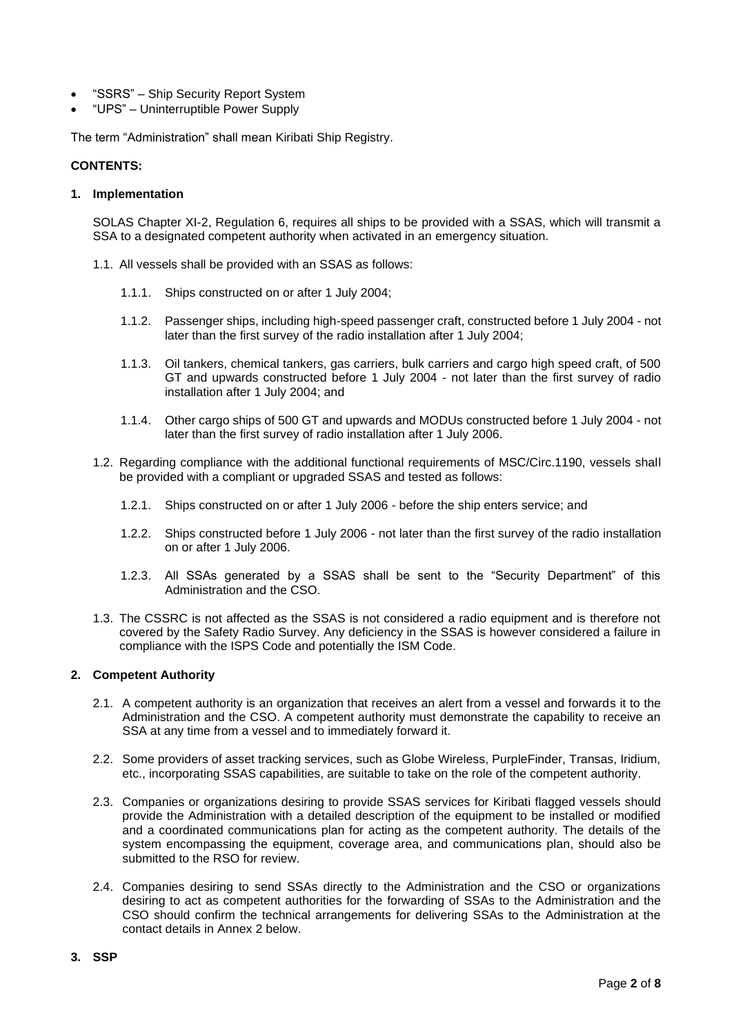- "SSRS" – Ship Security Report System
- "UPS" – Uninterruptible Power Supply

The term "Administration" shall mean Kiribati Ship Registry.

**CONTENTS:**

## 1. Implementation

SOLAS Chapter XI-2, Regulation 6, requires all ships to be provided with a SSAS, which will transmit a SSA to a designated competent authority when activated in an emergency situation.

1.1. All vessels shall be provided with an SSAS as follows:

1.1.1. Ships constructed on or after 1 July 2004;

1.1.2. Passenger ships, including high-speed passenger craft, constructed before 1 July 2004 - not later than the first survey of the radio installation after 1 July 2004;

1.1.3. Oil tankers, chemical tankers, gas carriers, bulk carriers and cargo high speed craft, of 500 GT and upwards constructed before 1 July 2004 - not later than the first survey of radio installation after 1 July 2004; and

1.1.4. Other cargo ships of 500 GT and upwards and MODUs constructed before 1 July 2004 - not later than the first survey of radio installation after 1 July 2006.

1.2. Regarding compliance with the additional functional requirements of MSC/Circ.1190, vessels shall be provided with a compliant or upgraded SSAS and tested as follows:

1.2.1. Ships constructed on or after 1 July 2006 - before the ship enters service; and

1.2.2. Ships constructed before 1 July 2006 - not later than the first survey of the radio installation on or after 1 July 2006.

1.2.3. All SSAs generated by a SSAS shall be sent to the "Security Department" of this Administration and the CSO.

1.3. The CSSRC is not affected as the SSAS is not considered a radio equipment and is therefore not covered by the Safety Radio Survey. Any deficiency in the SSAS is however considered a failure in compliance with the ISPS Code and potentially the ISM Code.

## 2. Competent Authority

2.1. A competent authority is an organization that receives an alert from a vessel and forwards it to the Administration and the CSO. A competent authority must demonstrate the capability to receive an SSA at any time from a vessel and to immediately forward it.

2.2. Some providers of asset tracking services, such as Globe Wireless, PurpleFinder, Transas, Iridium, etc., incorporating SSAS capabilities, are suitable to take on the role of the competent authority.

2.3. Companies or organizations desiring to provide SSAS services for Kiribati flagged vessels should provide the Administration with a detailed description of the equipment to be installed or modified and a coordinated communications plan for acting as the competent authority. The details of the system encompassing the equipment, coverage area, and communications plan, should also be submitted to the RSO for review.

2.4. Companies desiring to send SSAs directly to the Administration and the CSO or organizations desiring to act as competent authorities for the forwarding of SSAs to the Administration and the CSO should confirm the technical arrangements for delivering SSAs to the Administration at the contact details in Annex 2 below.

## 3. SSP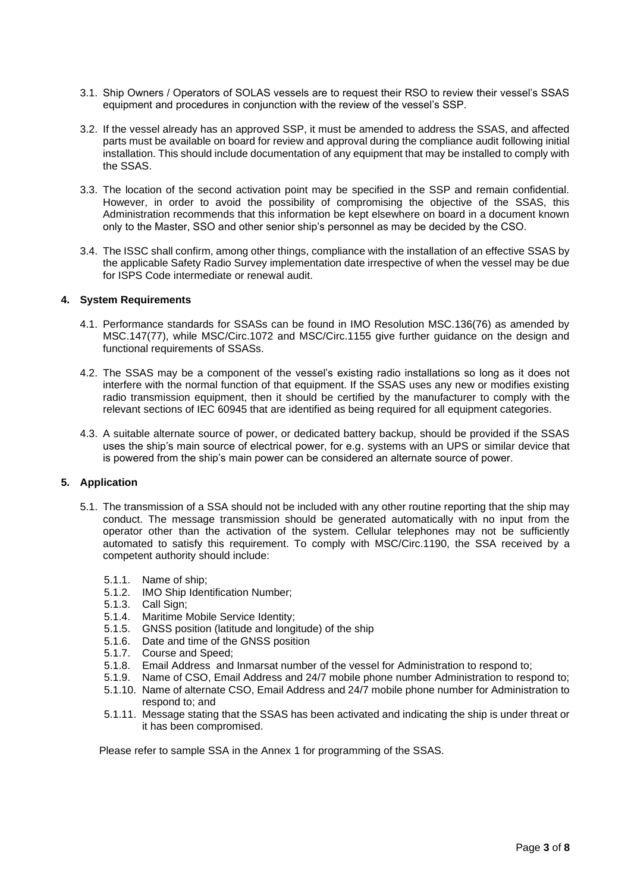3.1. Ship Owners / Operators of SOLAS vessels are to request their RSO to review their vessel's SSAS equipment and procedures in conjunction with the review of the vessel's SSP.

3.2. If the vessel already has an approved SSP, it must be amended to address the SSAS, and affected parts must be available on board for review and approval during the compliance audit following initial installation. This should include documentation of any equipment that may be installed to comply with the SSAS.

3.3. The location of the second activation point may be specified in the SSP and remain confidential. However, in order to avoid the possibility of compromising the objective of the SSAS, this Administration recommends that this information be kept elsewhere on board in a document known only to the Master, SSO and other senior ship's personnel as may be decided by the CSO.

3.4. The ISSC shall confirm, among other things, compliance with the installation of an effective SSAS by the applicable Safety Radio Survey implementation date irrespective of when the vessel may be due for ISPS Code intermediate or renewal audit.

## 4. System Requirements

4.1. Performance standards for SSASs can be found in IMO Resolution MSC.136(76) as amended by MSC.147(77), while MSC/Circ.1072 and MSC/Circ.1155 give further guidance on the design and functional requirements of SSASs.

4.2. The SSAS may be a component of the vessel's existing radio installations so long as it does not interfere with the normal function of that equipment. If the SSAS uses any new or modifies existing radio transmission equipment, then it should be certified by the manufacturer to comply with the relevant sections of IEC 60945 that are identified as being required for all equipment categories.

4.3. A suitable alternate source of power, or dedicated battery backup, should be provided if the SSAS uses the ship's main source of electrical power, for e.g. systems with an UPS or similar device that is powered from the ship's main power can be considered an alternate source of power.

## 5. Application

5.1. The transmission of a SSA should not be included with any other routine reporting that the ship may conduct. The message transmission should be generated automatically with no input from the operator other than the activation of the system. Cellular telephones may not be sufficiently automated to satisfy this requirement. To comply with MSC/Circ.1190, the SSA received by a competent authority should include:

- 5.1.1. Name of ship;
- 5.1.2. IMO Ship Identification Number;
- 5.1.3. Call Sign;
- 5.1.4. Maritime Mobile Service Identity;
- 5.1.5. GNSS position (latitude and longitude) of the ship
- 5.1.6. Date and time of the GNSS position
- 5.1.7. Course and Speed;
- 5.1.8. Email Address and Inmarsat number of the vessel for Administration to respond to;
- 5.1.9. Name of CSO, Email Address and 24/7 mobile phone number Administration to respond to;
- 5.1.10. Name of alternate CSO, Email Address and 24/7 mobile phone number for Administration to respond to; and
- 5.1.11. Message stating that the SSAS has been activated and indicating the ship is under threat or it has been compromised.

Please refer to sample SSA in the Annex 1 for programming of the SSAS.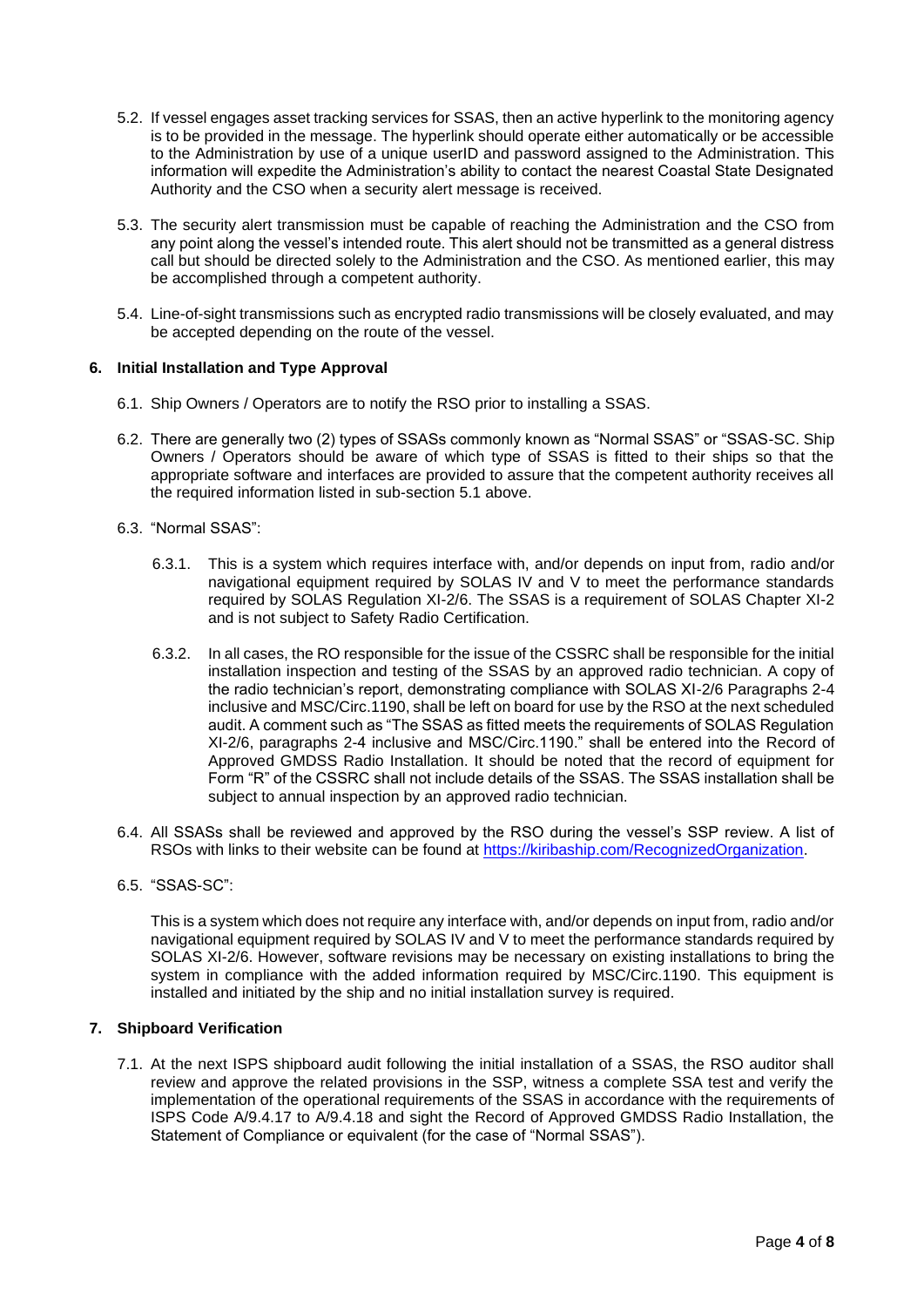5.2. If vessel engages asset tracking services for SSAS, then an active hyperlink to the monitoring agency is to be provided in the message. The hyperlink should operate either automatically or be accessible to the Administration by use of a unique userID and password assigned to the Administration. This information will expedite the Administration's ability to contact the nearest Coastal State Designated Authority and the CSO when a security alert message is received.

5.3. The security alert transmission must be capable of reaching the Administration and the CSO from any point along the vessel's intended route. This alert should not be transmitted as a general distress call but should be directed solely to the Administration and the CSO. As mentioned earlier, this may be accomplished through a competent authority.

5.4. Line-of-sight transmissions such as encrypted radio transmissions will be closely evaluated, and may be accepted depending on the route of the vessel.

## 6. Initial Installation and Type Approval

6.1. Ship Owners / Operators are to notify the RSO prior to installing a SSAS.

6.2. There are generally two (2) types of SSASs commonly known as "Normal SSAS" or "SSAS-SC. Ship Owners / Operators should be aware of which type of SSAS is fitted to their ships so that the appropriate software and interfaces are provided to assure that the competent authority receives all the required information listed in sub-section 5.1 above.

6.3. "Normal SSAS":

6.3.1. This is a system which requires interface with, and/or depends on input from, radio and/or navigational equipment required by SOLAS IV and V to meet the performance standards required by SOLAS Regulation XI-2/6. The SSAS is a requirement of SOLAS Chapter XI-2 and is not subject to Safety Radio Certification.

6.3.2. In all cases, the RO responsible for the issue of the CSSRC shall be responsible for the initial installation inspection and testing of the SSAS by an approved radio technician. A copy of the radio technician's report, demonstrating compliance with SOLAS XI-2/6 Paragraphs 2-4 inclusive and MSC/Circ.1190, shall be left on board for use by the RSO at the next scheduled audit. A comment such as "The SSAS as fitted meets the requirements of SOLAS Regulation XI-2/6, paragraphs 2-4 inclusive and MSC/Circ.1190." shall be entered into the Record of Approved GMDSS Radio Installation. It should be noted that the record of equipment for Form "R" of the CSSRC shall not include details of the SSAS. The SSAS installation shall be subject to annual inspection by an approved radio technician.

6.4. All SSASs shall be reviewed and approved by the RSO during the vessel's SSP review. A list of RSOs with links to their website can be found at [https://kiribaship.com/RecognizedOrganization](https://kiribaship.com/RecognizedOrganization).

6.5. "SSAS-SC":

This is a system which does not require any interface with, and/or depends on input from, radio and/or navigational equipment required by SOLAS IV and V to meet the performance standards required by SOLAS XI-2/6. However, software revisions may be necessary on existing installations to bring the system in compliance with the added information required by MSC/Circ.1190. This equipment is installed and initiated by the ship and no initial installation survey is required.

## 7. Shipboard Verification

7.1. At the next ISPS shipboard audit following the initial installation of a SSAS, the RSO auditor shall review and approve the related provisions in the SSP, witness a complete SSA test and verify the implementation of the operational requirements of the SSAS in accordance with the requirements of ISPS Code A/9.4.17 to A/9.4.18 and sight the Record of Approved GMDSS Radio Installation, the Statement of Compliance or equivalent (for the case of "Normal SSAS").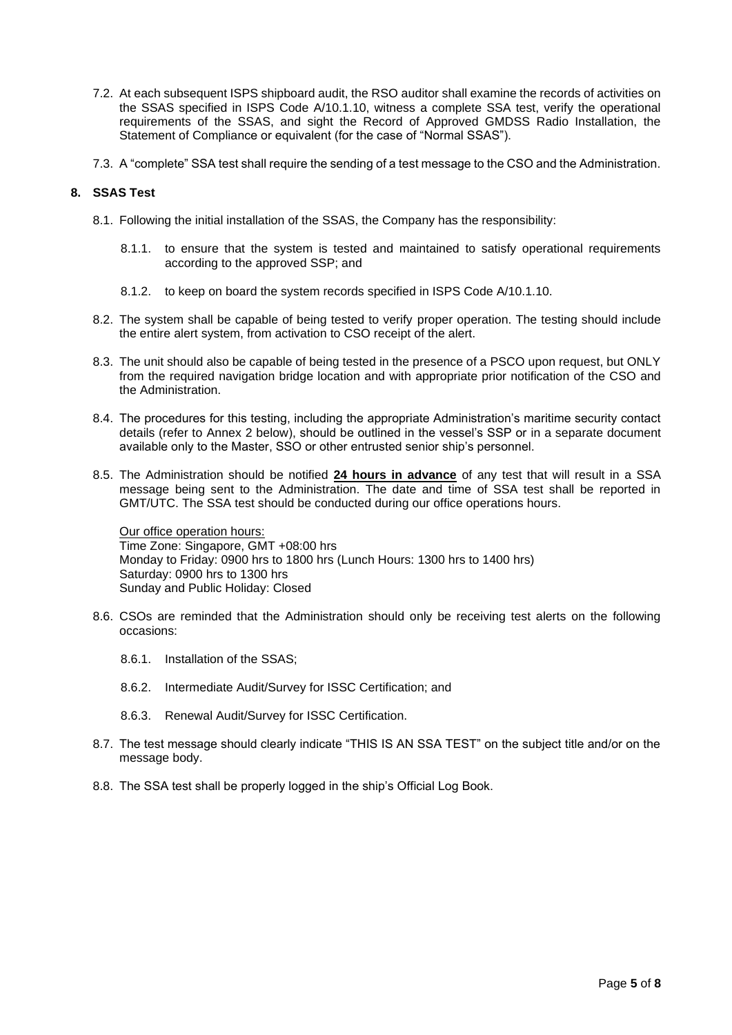7.2. At each subsequent ISPS shipboard audit, the RSO auditor shall examine the records of activities on the SSAS specified in ISPS Code A/10.1.10, witness a complete SSA test, verify the operational requirements of the SSAS, and sight the Record of Approved GMDSS Radio Installation, the Statement of Compliance or equivalent (for the case of "Normal SSAS").

7.3. A "complete" SSA test shall require the sending of a test message to the CSO and the Administration.

## 8. SSAS Test

8.1. Following the initial installation of the SSAS, the Company has the responsibility:

- 8.1.1. to ensure that the system is tested and maintained to satisfy operational requirements according to the approved SSP; and
- 8.1.2. to keep on board the system records specified in ISPS Code A/10.1.10.

8.2. The system shall be capable of being tested to verify proper operation. The testing should include the entire alert system, from activation to CSO receipt of the alert.

8.3. The unit should also be capable of being tested in the presence of a PSCO upon request, but ONLY from the required navigation bridge location and with appropriate prior notification of the CSO and the Administration.

8.4. The procedures for this testing, including the appropriate Administration's maritime security contact details (refer to Annex 2 below), should be outlined in the vessel's SSP or in a separate document available only to the Master, SSO or other entrusted senior ship's personnel.

8.5. The Administration should be notified **24 hours in advance** of any test that will result in a SSA message being sent to the Administration. The date and time of SSA test shall be reported in GMT/UTC. The SSA test should be conducted during our office operations hours.

Our office operation hours:
Time Zone: Singapore, GMT +08:00 hrs
Monday to Friday: 0900 hrs to 1800 hrs (Lunch Hours: 1300 hrs to 1400 hrs)
Saturday: 0900 hrs to 1300 hrs
Sunday and Public Holiday: Closed

8.6. CSOs are reminded that the Administration should only be receiving test alerts on the following occasions:

- 8.6.1. Installation of the SSAS;
- 8.6.2. Intermediate Audit/Survey for ISSC Certification; and
- 8.6.3. Renewal Audit/Survey for ISSC Certification.

8.7. The test message should clearly indicate "THIS IS AN SSA TEST" on the subject title and/or on the message body.

8.8. The SSA test shall be properly logged in the ship's Official Log Book.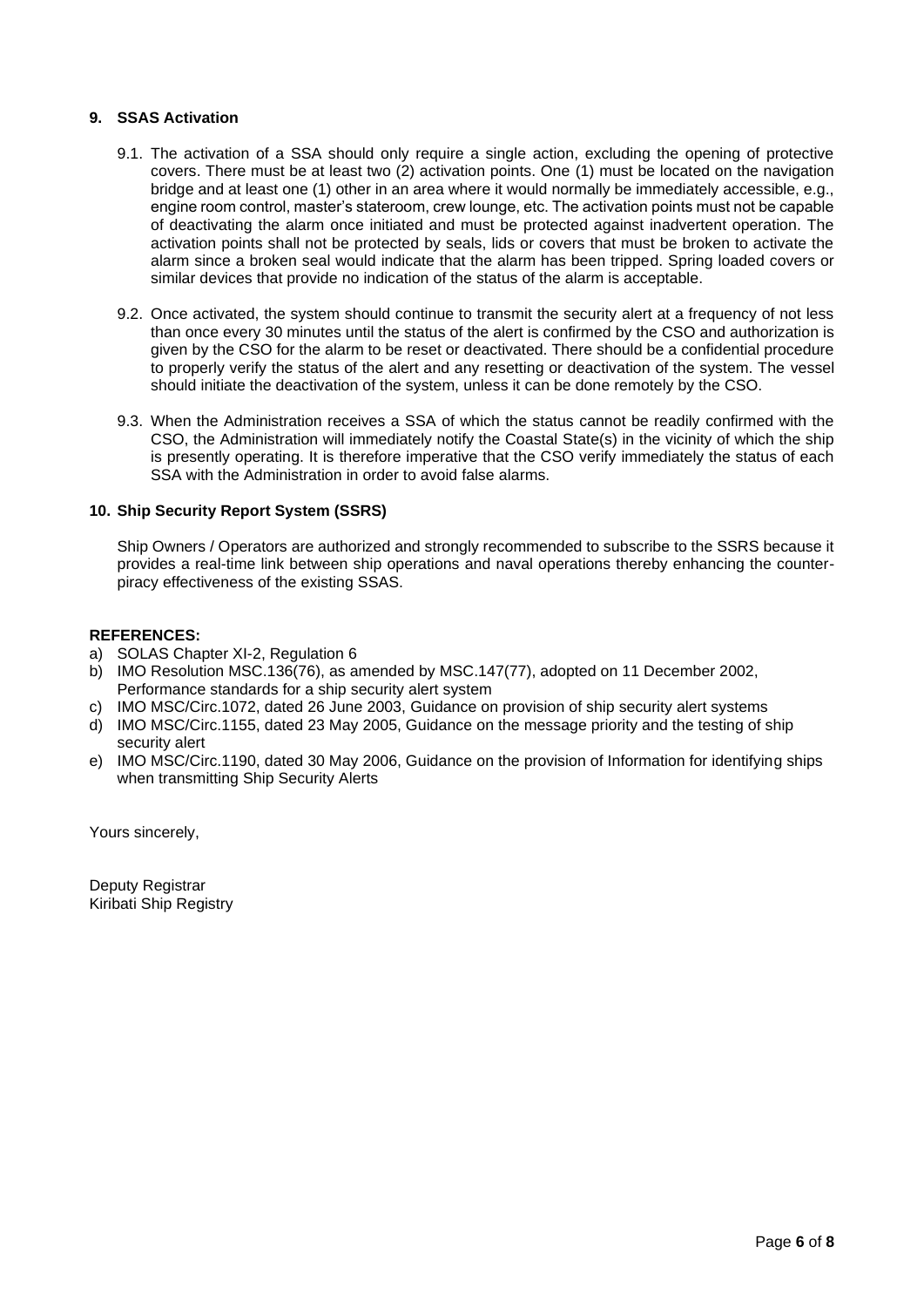## 9. SSAS Activation

9.1. The activation of a SSA should only require a single action, excluding the opening of protective covers. There must be at least two (2) activation points. One (1) must be located on the navigation bridge and at least one (1) other in an area where it would normally be immediately accessible, e.g., engine room control, master's stateroom, crew lounge, etc. The activation points must not be capable of deactivating the alarm once initiated and must be protected against inadvertent operation. The activation points shall not be protected by seals, lids or covers that must be broken to activate the alarm since a broken seal would indicate that the alarm has been tripped. Spring loaded covers or similar devices that provide no indication of the status of the alarm is acceptable.

9.2. Once activated, the system should continue to transmit the security alert at a frequency of not less than once every 30 minutes until the status of the alert is confirmed by the CSO and authorization is given by the CSO for the alarm to be reset or deactivated. There should be a confidential procedure to properly verify the status of the alert and any resetting or deactivation of the system. The vessel should initiate the deactivation of the system, unless it can be done remotely by the CSO.

9.3. When the Administration receives a SSA of which the status cannot be readily confirmed with the CSO, the Administration will immediately notify the Coastal State(s) in the vicinity of which the ship is presently operating. It is therefore imperative that the CSO verify immediately the status of each SSA with the Administration in order to avoid false alarms.

## 10. Ship Security Report System (SSRS)

Ship Owners / Operators are authorized and strongly recommended to subscribe to the SSRS because it provides a real-time link between ship operations and naval operations thereby enhancing the counter-piracy effectiveness of the existing SSAS.

**REFERENCES:**

a) SOLAS Chapter XI-2, Regulation 6
b) IMO Resolution MSC.136(76), as amended by MSC.147(77), adopted on 11 December 2002, Performance standards for a ship security alert system
c) IMO MSC/Circ.1072, dated 26 June 2003, Guidance on provision of ship security alert systems
d) IMO MSC/Circ.1155, dated 23 May 2005, Guidance on the message priority and the testing of ship security alert
e) IMO MSC/Circ.1190, dated 30 May 2006, Guidance on the provision of Information for identifying ships when transmitting Ship Security Alerts

Yours sincerely,

Deputy Registrar
Kiribati Ship Registry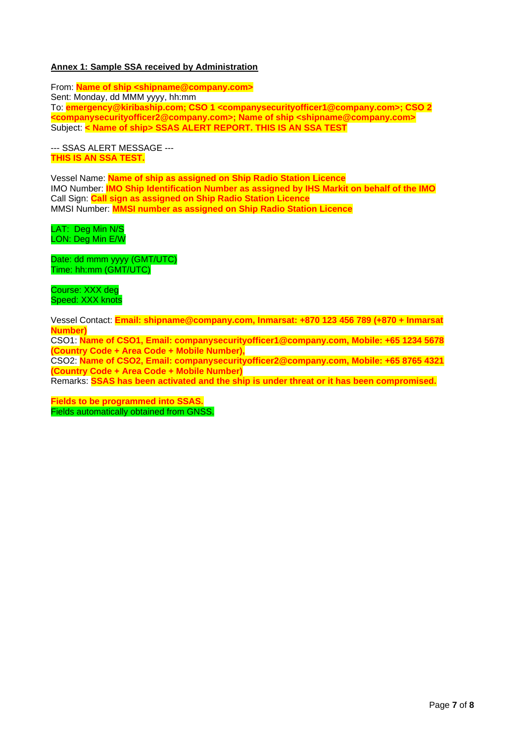**Annex 1: Sample SSA received by Administration**

From: **Name of ship <shipname@company.com>**
Sent: Monday, dd MMM yyyy, hh:mm
To: **emergency@kiribaship.com; CSO 1 <companysecurityofficer1@company.com>; CSO 2 <companysecurityofficer2@company.com>; Name of ship <shipname@company.com>**
Subject: **< Name of ship> SSAS ALERT REPORT. THIS IS AN SSA TEST**

--- SSAS ALERT MESSAGE ---
**THIS IS AN SSA TEST.**

Vessel Name: **Name of ship as assigned on Ship Radio Station Licence**
IMO Number: **IMO Ship Identification Number as assigned by IHS Markit on behalf of the IMO**
Call Sign: **Call sign as assigned on Ship Radio Station Licence**
MMSI Number: **MMSI number as assigned on Ship Radio Station Licence**

LAT: Deg Min N/S
LON: Deg Min E/W

Date: dd mmm yyyy (GMT/UTC)
Time: hh:mm (GMT/UTC)

Course: XXX deg
Speed: XXX knots

Vessel Contact: **Email: shipname@company.com, Inmarsat: +870 123 456 789 (+870 + Inmarsat Number)**
CSO1: **Name of CSO1, Email: companysecurityofficer1@company.com, Mobile: +65 1234 5678 (Country Code + Area Code + Mobile Number),**
CSO2: **Name of CSO2, Email: companysecurityofficer2@company.com, Mobile: +65 8765 4321 (Country Code + Area Code + Mobile Number)**
Remarks: **SSAS has been activated and the ship is under threat or it has been compromised.**

**Fields to be programmed into SSAS.**
Fields automatically obtained from GNSS.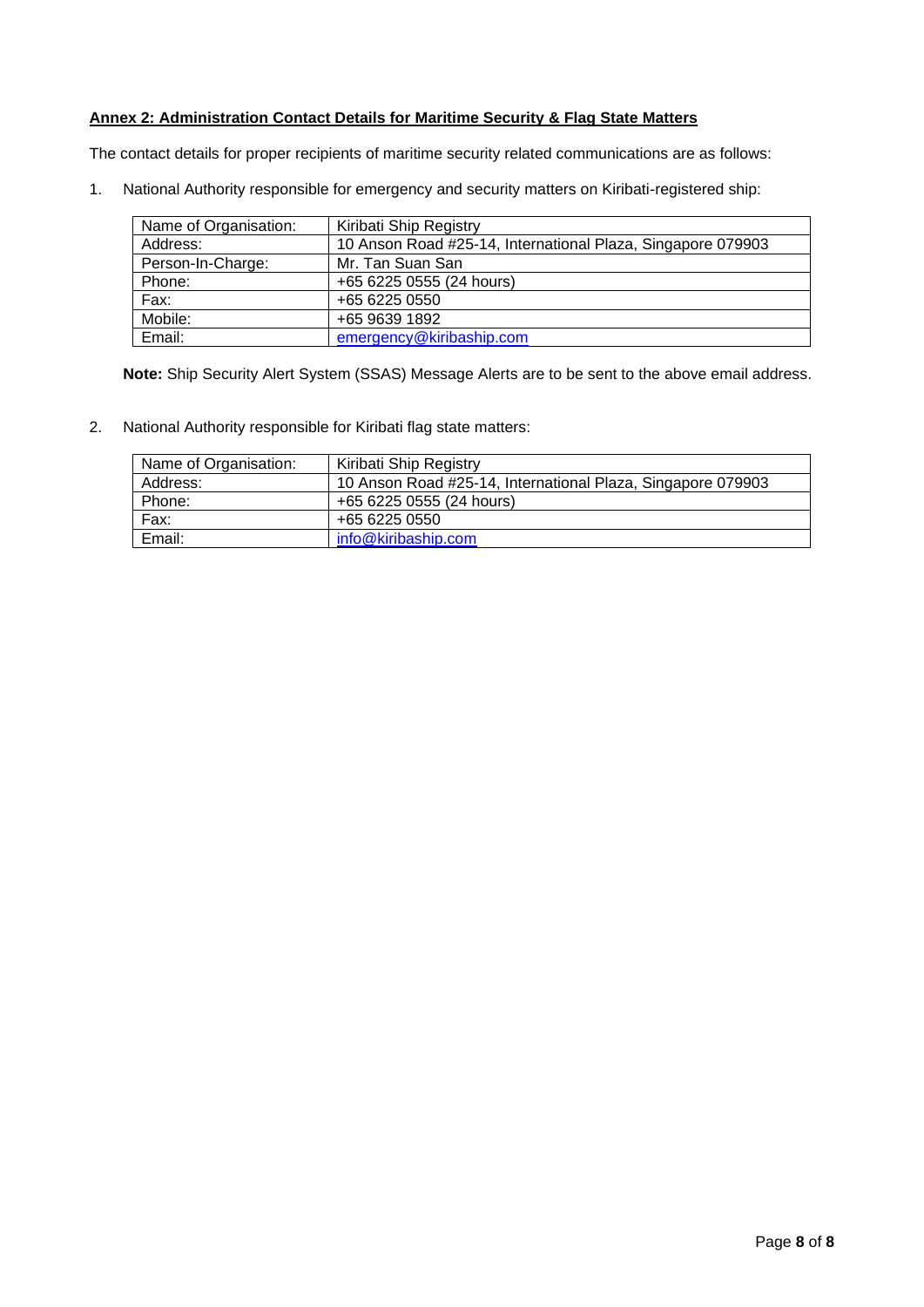**Annex 2: Administration Contact Details for Maritime Security & Flag State Matters**

The contact details for proper recipients of maritime security related communications are as follows:

1. National Authority responsible for emergency and security matters on Kiribati-registered ship:

| | |
|---|---|
| Name of Organisation: | Kiribati Ship Registry |
| Address: | 10 Anson Road #25-14, International Plaza, Singapore 079903 |
| Person-In-Charge: | Mr. Tan Suan San |
| Phone: | +65 6225 0555 (24 hours) |
| Fax: | +65 6225 0550 |
| Mobile: | +65 9639 1892 |
| Email: | emergency@kiribaship.com |

**Note:** Ship Security Alert System (SSAS) Message Alerts are to be sent to the above email address.

2. National Authority responsible for Kiribati flag state matters:

| | |
|---|---|
| Name of Organisation: | Kiribati Ship Registry |
| Address: | 10 Anson Road #25-14, International Plaza, Singapore 079903 |
| Phone: | +65 6225 0555 (24 hours) |
| Fax: | +65 6225 0550 |
| Email: | info@kiribaship.com |